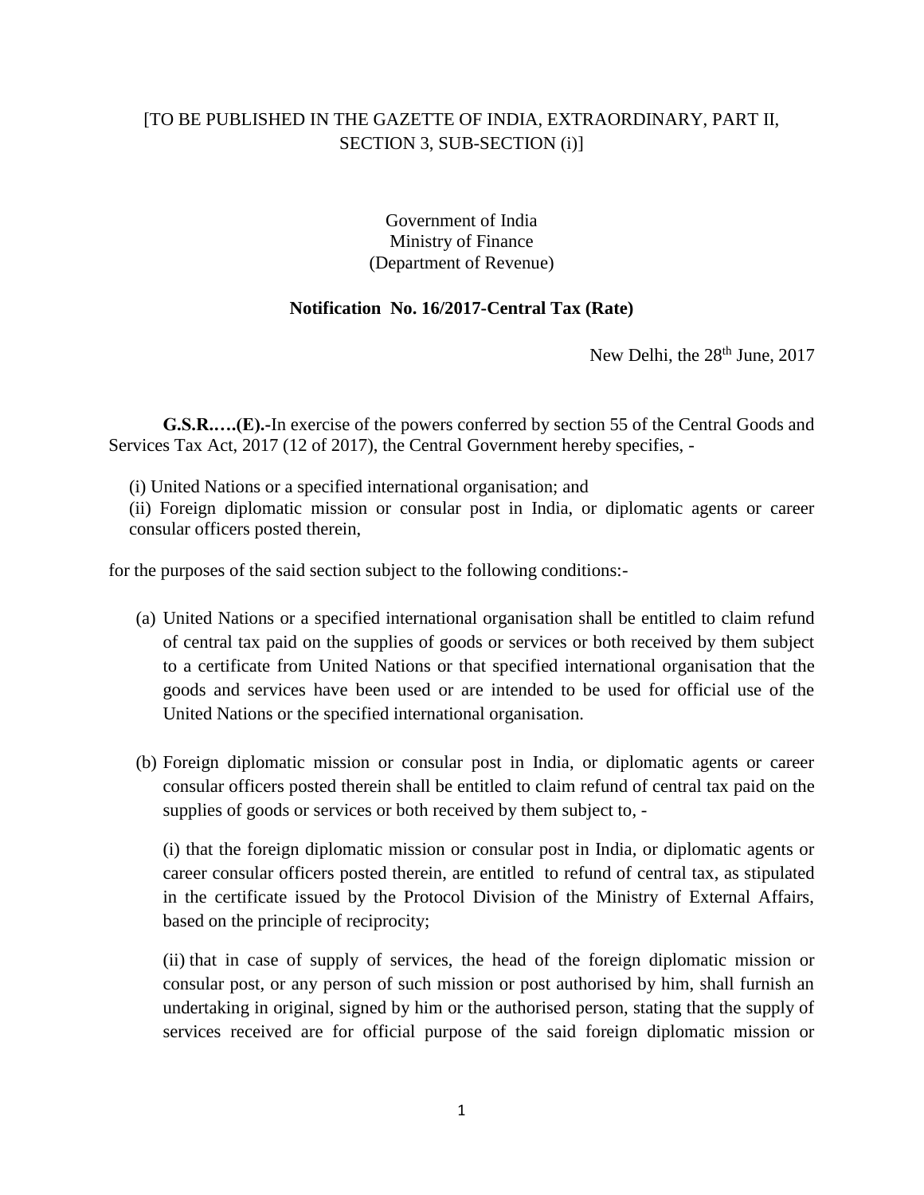[TO BE PUBLISHED IN THE GAZETTE OF INDIA, EXTRAORDINARY, PART II, SECTION 3, SUB-SECTION (i)]

Government of India
Ministry of Finance
(Department of Revenue)

**Notification No. 16/2017-Central Tax (Rate)**

New Delhi, the 28th June, 2017

**G.S.R.….(E).-**In exercise of the powers conferred by section 55 of the Central Goods and Services Tax Act, 2017 (12 of 2017), the Central Government hereby specifies, -

(i) United Nations or a specified international organisation; and
(ii) Foreign diplomatic mission or consular post in India, or diplomatic agents or career consular officers posted therein,

for the purposes of the said section subject to the following conditions:-

(a) United Nations or a specified international organisation shall be entitled to claim refund of central tax paid on the supplies of goods or services or both received by them subject to a certificate from United Nations or that specified international organisation that the goods and services have been used or are intended to be used for official use of the United Nations or the specified international organisation.

(b) Foreign diplomatic mission or consular post in India, or diplomatic agents or career consular officers posted therein shall be entitled to claim refund of central tax paid on the supplies of goods or services or both received by them subject to, -

(i) that the foreign diplomatic mission or consular post in India, or diplomatic agents or career consular officers posted therein, are entitled to refund of central tax, as stipulated in the certificate issued by the Protocol Division of the Ministry of External Affairs, based on the principle of reciprocity;

(ii) that in case of supply of services, the head of the foreign diplomatic mission or consular post, or any person of such mission or post authorised by him, shall furnish an undertaking in original, signed by him or the authorised person, stating that the supply of services received are for official purpose of the said foreign diplomatic mission or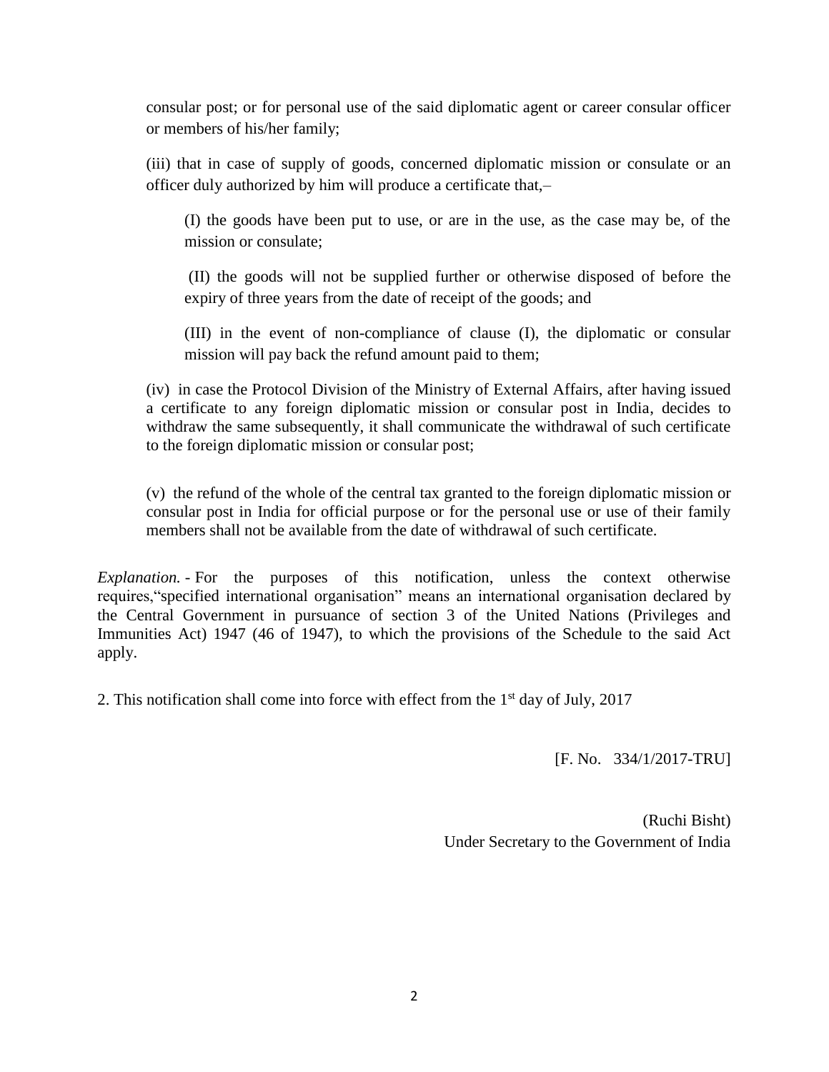consular post; or for personal use of the said diplomatic agent or career consular officer or members of his/her family;

(iii) that in case of supply of goods, concerned diplomatic mission or consulate or an officer duly authorized by him will produce a certificate that,–

(I) the goods have been put to use, or are in the use, as the case may be, of the mission or consulate;

(II) the goods will not be supplied further or otherwise disposed of before the expiry of three years from the date of receipt of the goods; and

(III) in the event of non-compliance of clause (I), the diplomatic or consular mission will pay back the refund amount paid to them;

(iv) in case the Protocol Division of the Ministry of External Affairs, after having issued a certificate to any foreign diplomatic mission or consular post in India, decides to withdraw the same subsequently, it shall communicate the withdrawal of such certificate to the foreign diplomatic mission or consular post;

(v) the refund of the whole of the central tax granted to the foreign diplomatic mission or consular post in India for official purpose or for the personal use or use of their family members shall not be available from the date of withdrawal of such certificate.

*Explanation.* - For the purposes of this notification, unless the context otherwise requires,"specified international organisation" means an international organisation declared by the Central Government in pursuance of section 3 of the United Nations (Privileges and Immunities Act) 1947 (46 of 1947), to which the provisions of the Schedule to the said Act apply.

2. This notification shall come into force with effect from the 1st day of July, 2017

[F. No. 334/1/2017-TRU]

(Ruchi Bisht)
Under Secretary to the Government of India